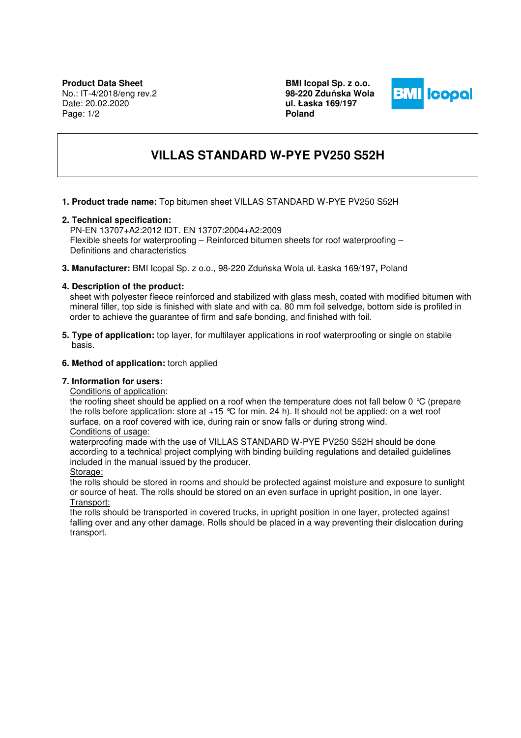**Product Data Sheet**
No.: IT-4/2018/eng rev.2
Date: 20.02.2020

**BMI Icopal Sp. z o.o.**
**98-220 Zduńska Wola**
**ul. Łaska 169/197**
**Poland**

# VILLAS STANDARD W-PYE PV250 S52H

1. **Product trade name:** Top bitumen sheet VILLAS STANDARD W-PYE PV250 S52H

2. **Technical specification:**
   PN-EN 13707+A2:2012 IDT. EN 13707:2004+A2:2009
   Flexible sheets for waterproofing – Reinforced bitumen sheets for roof waterproofing – Definitions and characteristics

3. **Manufacturer:** BMI Icopal Sp. z o.o., 98-220 Zduńska Wola ul. Łaska 169/197**,** Poland

4. **Description of the product:**
   sheet with polyester fleece reinforced and stabilized with glass mesh, coated with modified bitumen with mineral filler, top side is finished with slate and with ca. 80 mm foil selvedge, bottom side is profiled in order to achieve the guarantee of firm and safe bonding, and finished with foil.

5. **Type of application:** top layer, for multilayer applications in roof waterproofing or single on stabile basis.

6. **Method of application:** torch applied

7. **Information for users:**
   Conditions of application:
   the roofing sheet should be applied on a roof when the temperature does not fall below 0 °C (prepare the rolls before application: store at +15 °C for min. 24 h). It should not be applied: on a wet roof surface, on a roof covered with ice, during rain or snow falls or during strong wind.
   Conditions of usage:
   waterproofing made with the use of VILLAS STANDARD W-PYE PV250 S52H should be done according to a technical project complying with binding building regulations and detailed guidelines included in the manual issued by the producer.
   Storage:
   the rolls should be stored in rooms and should be protected against moisture and exposure to sunlight or source of heat. The rolls should be stored on an even surface in upright position, in one layer.
   Transport:
   the rolls should be transported in covered trucks, in upright position in one layer, protected against falling over and any other damage. Rolls should be placed in a way preventing their dislocation during transport.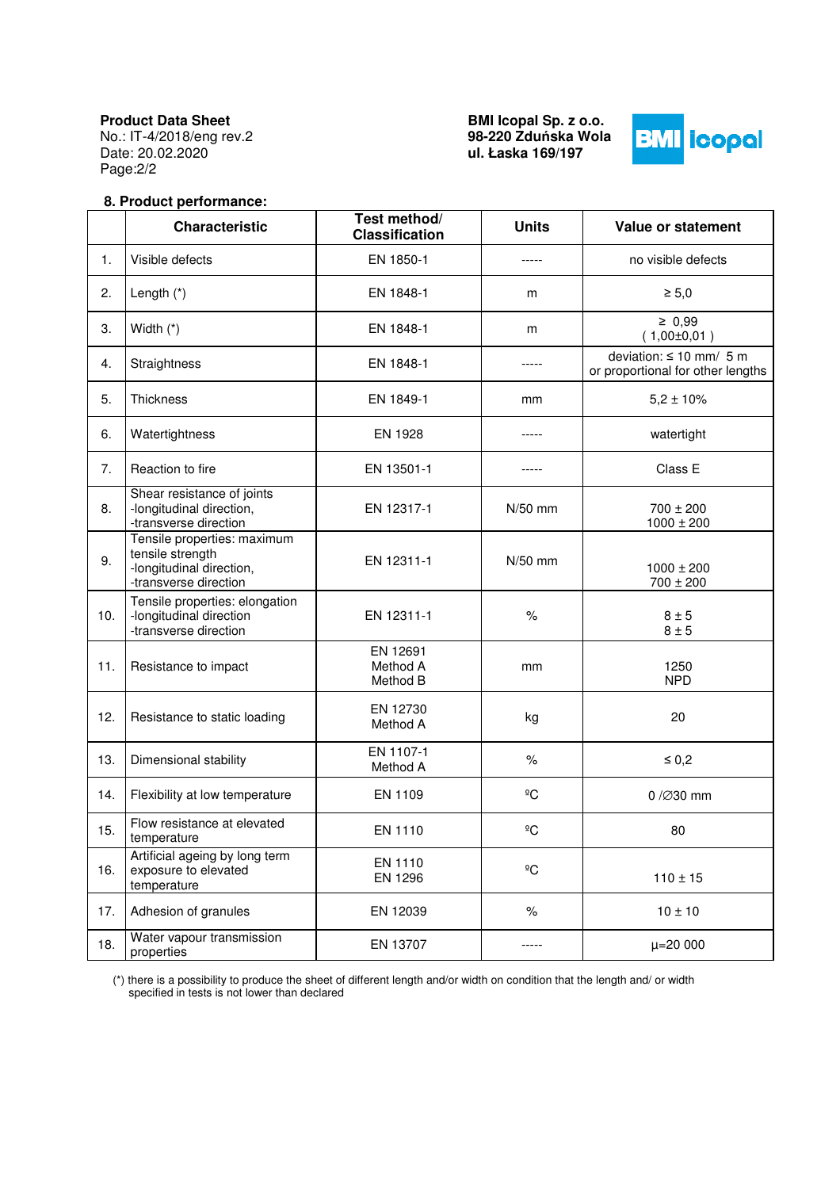**Product Data Sheet**
No.: IT-4/2018/eng rev.2
Date: 20.02.2020
Page:2/2

**BMI Icopal Sp. z o.o.**
**98-220 Zduńska Wola**
**ul. Łaska 169/197**

## 8. Product performance:

| | Characteristic | Test method/ Classification | Units | Value or statement |
|---|---|---|---|---|
| 1. | Visible defects | EN 1850-1 | ----- | no visible defects |
| 2. | Length (*) | EN 1848-1 | m | ≥ 5,0 |
| 3. | Width (*) | EN 1848-1 | m | ≥ 0,99 ( 1,00±0,01 ) |
| 4. | Straightness | EN 1848-1 | ----- | deviation: ≤ 10 mm/ 5 m or proportional for other lengths |
| 5. | Thickness | EN 1849-1 | mm | 5,2 ± 10% |
| 6. | Watertightness | EN 1928 | ----- | watertight |
| 7. | Reaction to fire | EN 13501-1 | ----- | Class E |
| 8. | Shear resistance of joints -longitudinal direction, -transverse direction | EN 12317-1 | N/50 mm | 700 ± 200 1000 ± 200 |
| 9. | Tensile properties: maximum tensile strength -longitudinal direction, -transverse direction | EN 12311-1 | N/50 mm | 1000 ± 200 700 ± 200 |
| 10. | Tensile properties: elongation -longitudinal direction -transverse direction | EN 12311-1 | % | 8 ± 5 8 ± 5 |
| 11. | Resistance to impact | EN 12691 Method A Method B | mm | 1250 NPD |
| 12. | Resistance to static loading | EN 12730 Method A | kg | 20 |
| 13. | Dimensional stability | EN 1107-1 Method A | % | ≤ 0,2 |
| 14. | Flexibility at low temperature | EN 1109 | ºC | 0 /∅30 mm |
| 15. | Flow resistance at elevated temperature | EN 1110 | ºC | 80 |
| 16. | Artificial ageing by long term exposure to elevated temperature | EN 1110 EN 1296 | ºC | 110 ± 15 |
| 17. | Adhesion of granules | EN 12039 | % | 10 ± 10 |
| 18. | Water vapour transmission properties | EN 13707 | ----- | μ=20 000 |

(*) there is a possibility to produce the sheet of different length and/or width on condition that the length and/ or width specified in tests is not lower than declared